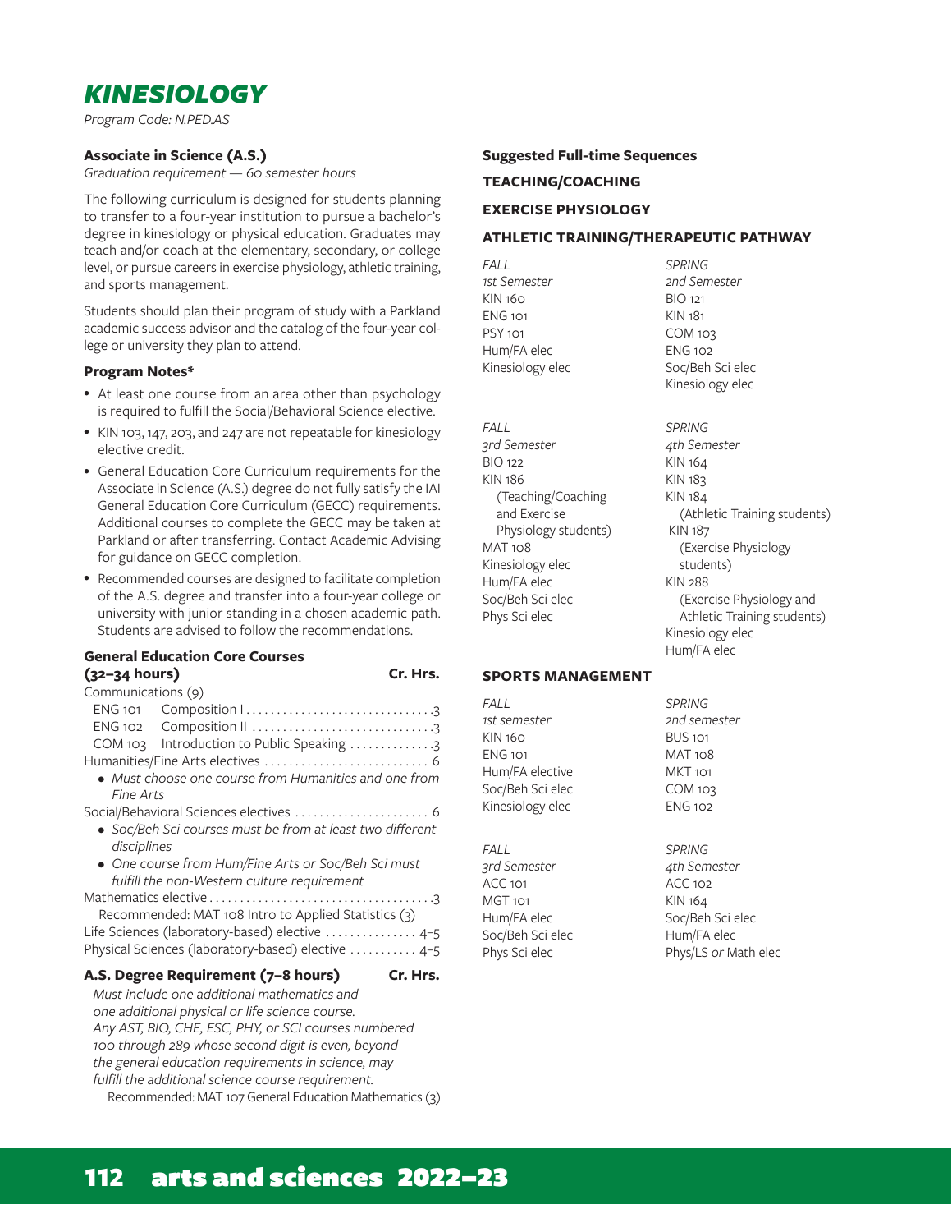# *KINESIOLOGY*

*Program Code: N.PED.AS*

### Associate in Science (A.S.)

*Graduation requirement — 60 semester hours*

The following curriculum is designed for students planning to transfer to a four-year institution to pursue a bachelor's degree in kinesiology or physical education. Graduates may teach and/or coach at the elementary, secondary, or college level, or pursue careers in exercise physiology, athletic training, and sports management.

Students should plan their program of study with a Parkland academic success advisor and the catalog of the four-year college or university they plan to attend.

### Program Notes*

- At least one course from an area other than psychology is required to fulfill the Social/Behavioral Science elective.
- KIN 103, 147, 203, and 247 are not repeatable for kinesiology elective credit.
- General Education Core Curriculum requirements for the Associate in Science (A.S.) degree do not fully satisfy the IAI General Education Core Curriculum (GECC) requirements. Additional courses to complete the GECC may be taken at Parkland or after transferring. Contact Academic Advising for guidance on GECC completion.
- Recommended courses are designed to facilitate completion of the A.S. degree and transfer into a four-year college or university with junior standing in a chosen academic path. Students are advised to follow the recommendations.

### General Education Core Courses (32–34 hours)

| General Education Core Courses (32–34 hours) | Cr. Hrs. |
|---|---|
| Communications (9) | |
| ENG 101 Composition I | 3 |
| ENG 102 Composition II | 3 |
| COM 103 Introduction to Public Speaking | 3 |
| Humanities/Fine Arts electives | 6 |
| • *Must choose one course from Humanities and one from Fine Arts* | |
| Social/Behavioral Sciences electives | 6 |
| • *Soc/Beh Sci courses must be from at least two different disciplines* | |
| • *One course from Hum/Fine Arts or Soc/Beh Sci must fulfill the non-Western culture requirement* | |
| Mathematics elective | 3 |
| Recommended: MAT 108 Intro to Applied Statistics (3) | |
| Life Sciences (laboratory-based) elective | 4–5 |
| Physical Sciences (laboratory-based) elective | 4–5 |

### A.S. Degree Requirement (7–8 hours) — Cr. Hrs.

*Must include one additional mathematics and one additional physical or life science course. Any AST, BIO, CHE, ESC, PHY, or SCI courses numbered 100 through 289 whose second digit is even, beyond the general education requirements in science, may fulfill the additional science course requirement.*

Recommended: MAT 107 General Education Mathematics (3)

### Suggested Full-time Sequences

**TEACHING/COACHING**

**EXERCISE PHYSIOLOGY**

**ATHLETIC TRAINING/THERAPEUTIC PATHWAY**

| *FALL* *1st Semester* | *SPRING* *2nd Semester* |
|---|---|
| KIN 160 | BIO 121 |
| ENG 101 | KIN 181 |
| PSY 101 | COM 103 |
| Hum/FA elec | ENG 102 |
| Kinesiology elec | Soc/Beh Sci elec |
| | Kinesiology elec |

| *FALL* *3rd Semester* | *SPRING* *4th Semester* |
|---|---|
| BIO 122 | KIN 164 |
| KIN 186 (Teaching/Coaching and Exercise Physiology students) | KIN 183 |
| MAT 108 | KIN 184 (Athletic Training students) |
| Kinesiology elec | KIN 187 (Exercise Physiology students) |
| Hum/FA elec | KIN 288 (Exercise Physiology and Athletic Training students) |
| Soc/Beh Sci elec | Kinesiology elec |
| Phys Sci elec | Hum/FA elec |

**SPORTS MANAGEMENT**

| *FALL* *1st semester* | *SPRING* *2nd semester* |
|---|---|
| KIN 160 | BUS 101 |
| ENG 101 | MAT 108 |
| Hum/FA elective | MKT 101 |
| Soc/Beh Sci elec | COM 103 |
| Kinesiology elec | ENG 102 |

| *FALL* *3rd Semester* | *SPRING* *4th Semester* |
|---|---|
| ACC 101 | ACC 102 |
| MGT 101 | KIN 164 |
| Hum/FA elec | Soc/Beh Sci elec |
| Soc/Beh Sci elec | Hum/FA elec |
| Phys Sci elec | Phys/LS *or* Math elec |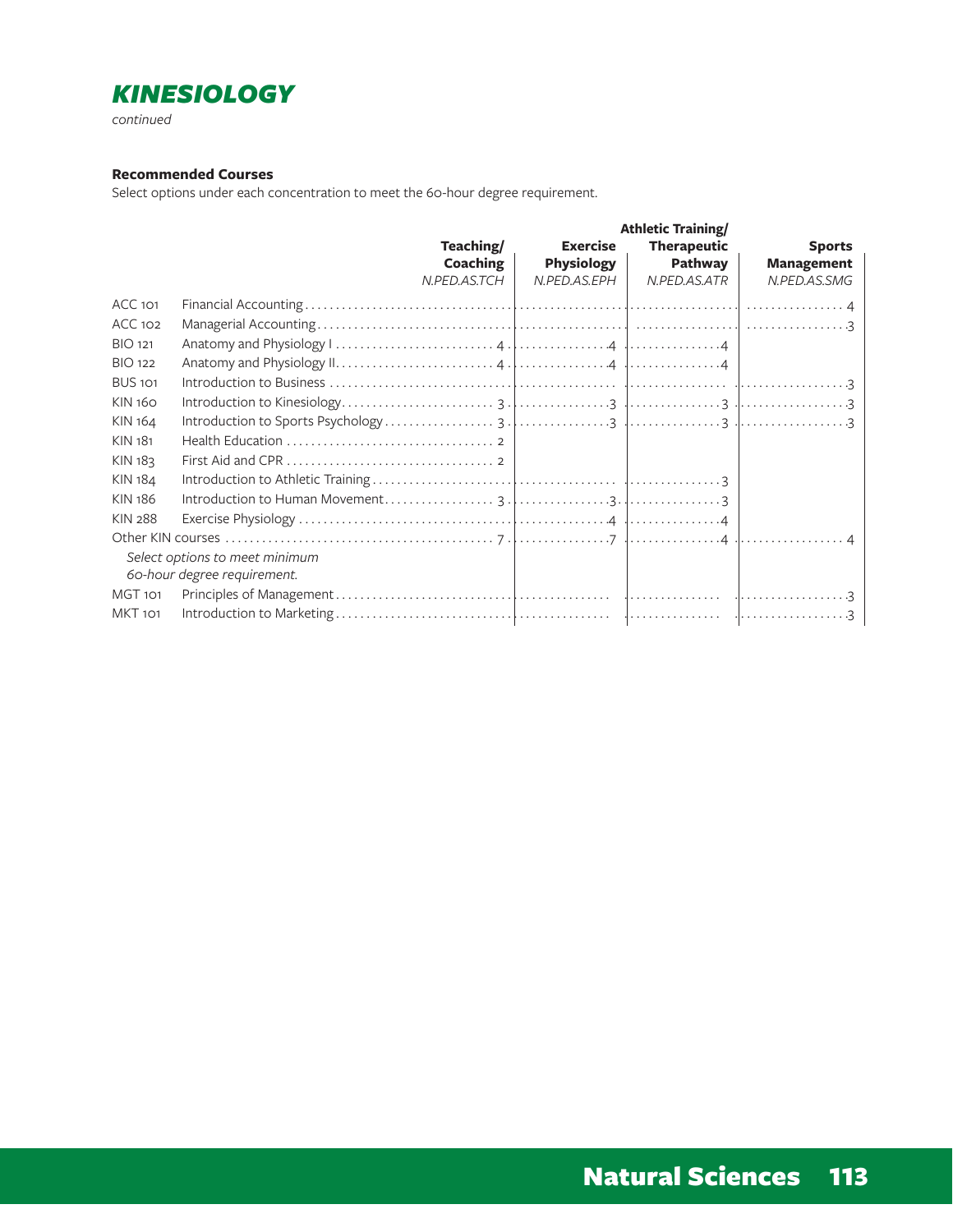## KINESIOLOGY

*continued*

**Recommended Courses**

Select options under each concentration to meet the 60-hour degree requirement.

| | | Teaching/ Coaching *N.PED.AS.TCH* | Exercise Physiology *N.PED.AS.EPH* | Athletic Training/ Therapeutic Pathway *N.PED.AS.ATR* | Sports Management *N.PED.AS.SMG* |
|---|---|---|---|---|---|
| ACC 101 | Financial Accounting | | | | 4 |
| ACC 102 | Managerial Accounting | | | | 3 |
| BIO 121 | Anatomy and Physiology I | 4 | 4 | 4 | |
| BIO 122 | Anatomy and Physiology II. | 4 | 4 | 4 | |
| BUS 101 | Introduction to Business | | | | 3 |
| KIN 160 | Introduction to Kinesiology | 3 | 3 | 3 | 3 |
| KIN 164 | Introduction to Sports Psychology | 3 | 3 | 3 | 3 |
| KIN 181 | Health Education | 2 | | | |
| KIN 183 | First Aid and CPR | 2 | | | |
| KIN 184 | Introduction to Athletic Training | | | 3 | |
| KIN 186 | Introduction to Human Movement | 3 | 3 | 3 | |
| KIN 288 | Exercise Physiology | | 4 | 4 | |
| Other KIN courses | *Select options to meet minimum 60-hour degree requirement.* | 7 | 7 | 4 | 4 |
| MGT 101 | Principles of Management | | | | 3 |
| MKT 101 | Introduction to Marketing | | | | 3 |